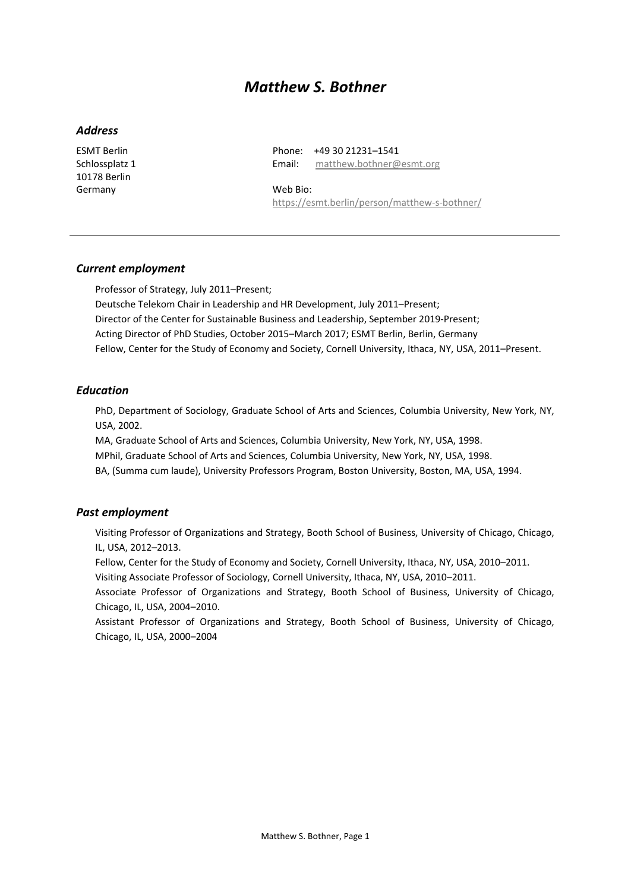# *Matthew S. Bothner*

## *Address*

ESMT Berlin
Schlossplatz 1
10178 Berlin
Germany

Phone: +49 30 21231–1541
Email: matthew.bothner@esmt.org

Web Bio:
https://esmt.berlin/person/matthew-s-bothner/

---

## *Current employment*

Professor of Strategy, July 2011–Present;
Deutsche Telekom Chair in Leadership and HR Development, July 2011–Present;
Director of the Center for Sustainable Business and Leadership, September 2019-Present;
Acting Director of PhD Studies, October 2015–March 2017; ESMT Berlin, Berlin, Germany
Fellow, Center for the Study of Economy and Society, Cornell University, Ithaca, NY, USA, 2011–Present.

## *Education*

PhD, Department of Sociology, Graduate School of Arts and Sciences, Columbia University, New York, NY, USA, 2002.
MA, Graduate School of Arts and Sciences, Columbia University, New York, NY, USA, 1998.
MPhil, Graduate School of Arts and Sciences, Columbia University, New York, NY, USA, 1998.
BA, (Summa cum laude), University Professors Program, Boston University, Boston, MA, USA, 1994.

## *Past employment*

Visiting Professor of Organizations and Strategy, Booth School of Business, University of Chicago, Chicago, IL, USA, 2012–2013.
Fellow, Center for the Study of Economy and Society, Cornell University, Ithaca, NY, USA, 2010–2011.
Visiting Associate Professor of Sociology, Cornell University, Ithaca, NY, USA, 2010–2011.
Associate Professor of Organizations and Strategy, Booth School of Business, University of Chicago, Chicago, IL, USA, 2004–2010.
Assistant Professor of Organizations and Strategy, Booth School of Business, University of Chicago, Chicago, IL, USA, 2000–2004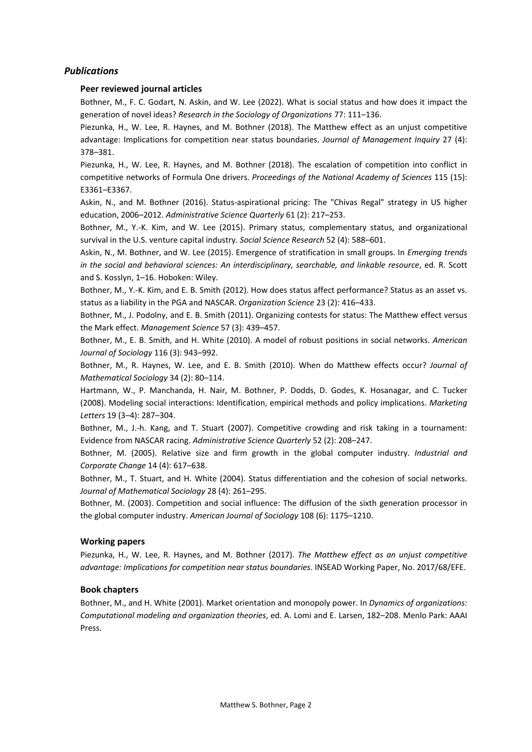## *Publications*

### Peer reviewed journal articles

Bothner, M., F. C. Godart, N. Askin, and W. Lee (2022). What is social status and how does it impact the generation of novel ideas? *Research in the Sociology of Organizations* 77: 111–136.

Piezunka, H., W. Lee, R. Haynes, and M. Bothner (2018). The Matthew effect as an unjust competitive advantage: Implications for competition near status boundaries. *Journal of Management Inquiry* 27 (4): 378–381.

Piezunka, H., W. Lee, R. Haynes, and M. Bothner (2018). The escalation of competition into conflict in competitive networks of Formula One drivers. *Proceedings of the National Academy of Sciences* 115 (15): E3361–E3367.

Askin, N., and M. Bothner (2016). Status-aspirational pricing: The "Chivas Regal" strategy in US higher education, 2006–2012. *Administrative Science Quarterly* 61 (2): 217–253.

Bothner, M., Y.-K. Kim, and W. Lee (2015). Primary status, complementary status, and organizational survival in the U.S. venture capital industry. *Social Science Research* 52 (4): 588–601.

Askin, N., M. Bothner, and W. Lee (2015). Emergence of stratification in small groups. In *Emerging trends in the social and behavioral sciences: An interdisciplinary, searchable, and linkable resource*, ed. R. Scott and S. Kosslyn, 1–16. Hoboken: Wiley.

Bothner, M., Y.-K. Kim, and E. B. Smith (2012). How does status affect performance? Status as an asset vs. status as a liability in the PGA and NASCAR. *Organization Science* 23 (2): 416–433.

Bothner, M., J. Podolny, and E. B. Smith (2011). Organizing contests for status: The Matthew effect versus the Mark effect. *Management Science* 57 (3): 439–457.

Bothner, M., E. B. Smith, and H. White (2010). A model of robust positions in social networks. *American Journal of Sociology* 116 (3): 943–992.

Bothner, M., R. Haynes, W. Lee, and E. B. Smith (2010). When do Matthew effects occur? *Journal of Mathematical Sociology* 34 (2): 80–114.

Hartmann, W., P. Manchanda, H. Nair, M. Bothner, P. Dodds, D. Godes, K. Hosanagar, and C. Tucker (2008). Modeling social interactions: Identification, empirical methods and policy implications. *Marketing Letters* 19 (3–4): 287–304.

Bothner, M., J.-h. Kang, and T. Stuart (2007). Competitive crowding and risk taking in a tournament: Evidence from NASCAR racing. *Administrative Science Quarterly* 52 (2): 208–247.

Bothner, M. (2005). Relative size and firm growth in the global computer industry. *Industrial and Corporate Change* 14 (4): 617–638.

Bothner, M., T. Stuart, and H. White (2004). Status differentiation and the cohesion of social networks. *Journal of Mathematical Sociology* 28 (4): 261–295.

Bothner, M. (2003). Competition and social influence: The diffusion of the sixth generation processor in the global computer industry. *American Journal of Sociology* 108 (6): 1175–1210.

### Working papers

Piezunka, H., W. Lee, R. Haynes, and M. Bothner (2017). *The Matthew effect as an unjust competitive advantage: Implications for competition near status boundaries*. INSEAD Working Paper, No. 2017/68/EFE.

### Book chapters

Bothner, M., and H. White (2001). Market orientation and monopoly power. In *Dynamics of organizations: Computational modeling and organization theories*, ed. A. Lomi and E. Larsen, 182–208. Menlo Park: AAAI Press.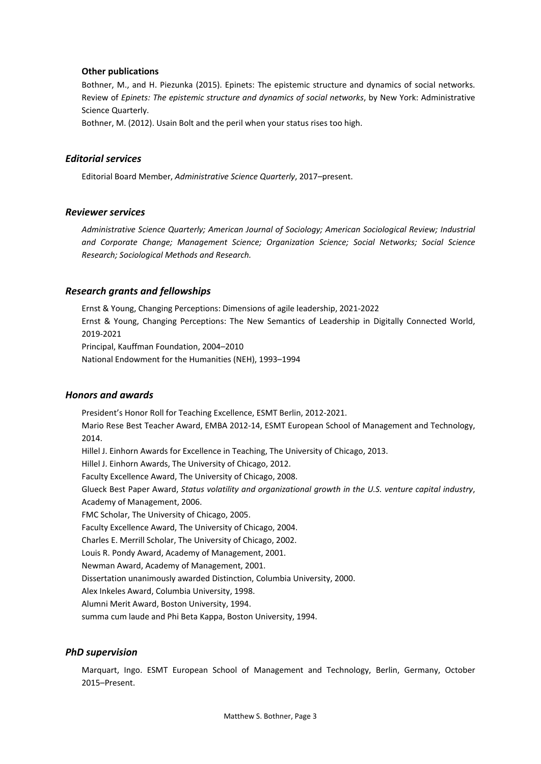**Other publications**

Bothner, M., and H. Piezunka (2015). Epinets: The epistemic structure and dynamics of social networks. Review of *Epinets: The epistemic structure and dynamics of social networks*, by New York: Administrative Science Quarterly.

Bothner, M. (2012). Usain Bolt and the peril when your status rises too high.

### *Editorial services*

Editorial Board Member, *Administrative Science Quarterly*, 2017–present.

### *Reviewer services*

*Administrative Science Quarterly; American Journal of Sociology; American Sociological Review; Industrial and Corporate Change; Management Science; Organization Science; Social Networks; Social Science Research; Sociological Methods and Research.*

### *Research grants and fellowships*

Ernst & Young, Changing Perceptions: Dimensions of agile leadership, 2021-2022

Ernst & Young, Changing Perceptions: The New Semantics of Leadership in Digitally Connected World, 2019-2021

Principal, Kauffman Foundation, 2004–2010

National Endowment for the Humanities (NEH), 1993–1994

### *Honors and awards*

President's Honor Roll for Teaching Excellence, ESMT Berlin, 2012-2021.

Mario Rese Best Teacher Award, EMBA 2012-14, ESMT European School of Management and Technology, 2014.

Hillel J. Einhorn Awards for Excellence in Teaching, The University of Chicago, 2013.

Hillel J. Einhorn Awards, The University of Chicago, 2012.

Faculty Excellence Award, The University of Chicago, 2008.

Glueck Best Paper Award, *Status volatility and organizational growth in the U.S. venture capital industry*, Academy of Management, 2006.

FMC Scholar, The University of Chicago, 2005.

Faculty Excellence Award, The University of Chicago, 2004.

Charles E. Merrill Scholar, The University of Chicago, 2002.

Louis R. Pondy Award, Academy of Management, 2001.

Newman Award, Academy of Management, 2001.

Dissertation unanimously awarded Distinction, Columbia University, 2000.

Alex Inkeles Award, Columbia University, 1998.

Alumni Merit Award, Boston University, 1994.

summa cum laude and Phi Beta Kappa, Boston University, 1994.

### *PhD supervision*

Marquart, Ingo. ESMT European School of Management and Technology, Berlin, Germany, October 2015–Present.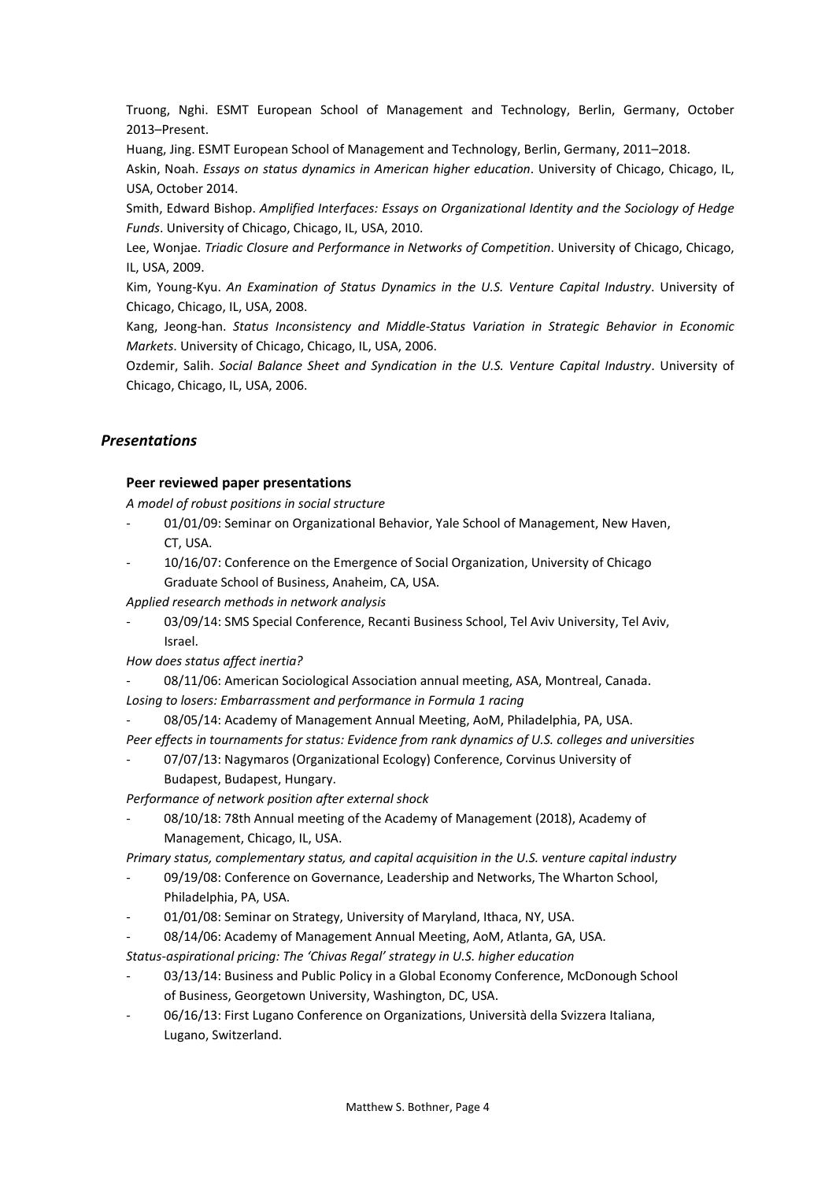Truong, Nghi. ESMT European School of Management and Technology, Berlin, Germany, October 2013–Present.

Huang, Jing. ESMT European School of Management and Technology, Berlin, Germany, 2011–2018.

Askin, Noah. *Essays on status dynamics in American higher education*. University of Chicago, Chicago, IL, USA, October 2014.

Smith, Edward Bishop. *Amplified Interfaces: Essays on Organizational Identity and the Sociology of Hedge Funds*. University of Chicago, Chicago, IL, USA, 2010.

Lee, Wonjae. *Triadic Closure and Performance in Networks of Competition*. University of Chicago, Chicago, IL, USA, 2009.

Kim, Young-Kyu. *An Examination of Status Dynamics in the U.S. Venture Capital Industry*. University of Chicago, Chicago, IL, USA, 2008.

Kang, Jeong-han. *Status Inconsistency and Middle-Status Variation in Strategic Behavior in Economic Markets*. University of Chicago, Chicago, IL, USA, 2006.

Ozdemir, Salih. *Social Balance Sheet and Syndication in the U.S. Venture Capital Industry*. University of Chicago, Chicago, IL, USA, 2006.

## *Presentations*

### Peer reviewed paper presentations

*A model of robust positions in social structure*

- 01/01/09: Seminar on Organizational Behavior, Yale School of Management, New Haven, CT, USA.
- 10/16/07: Conference on the Emergence of Social Organization, University of Chicago Graduate School of Business, Anaheim, CA, USA.

*Applied research methods in network analysis*

- 03/09/14: SMS Special Conference, Recanti Business School, Tel Aviv University, Tel Aviv, Israel.

*How does status affect inertia?*

- 08/11/06: American Sociological Association annual meeting, ASA, Montreal, Canada.

*Losing to losers: Embarrassment and performance in Formula 1 racing*

- 08/05/14: Academy of Management Annual Meeting, AoM, Philadelphia, PA, USA.

*Peer effects in tournaments for status: Evidence from rank dynamics of U.S. colleges and universities*

- 07/07/13: Nagymaros (Organizational Ecology) Conference, Corvinus University of Budapest, Budapest, Hungary.

*Performance of network position after external shock*

- 08/10/18: 78th Annual meeting of the Academy of Management (2018), Academy of Management, Chicago, IL, USA.

*Primary status, complementary status, and capital acquisition in the U.S. venture capital industry*

- 09/19/08: Conference on Governance, Leadership and Networks, The Wharton School, Philadelphia, PA, USA.
- 01/01/08: Seminar on Strategy, University of Maryland, Ithaca, NY, USA.
- 08/14/06: Academy of Management Annual Meeting, AoM, Atlanta, GA, USA.

*Status-aspirational pricing: The 'Chivas Regal' strategy in U.S. higher education*

- 03/13/14: Business and Public Policy in a Global Economy Conference, McDonough School of Business, Georgetown University, Washington, DC, USA.
- 06/16/13: First Lugano Conference on Organizations, Università della Svizzera Italiana, Lugano, Switzerland.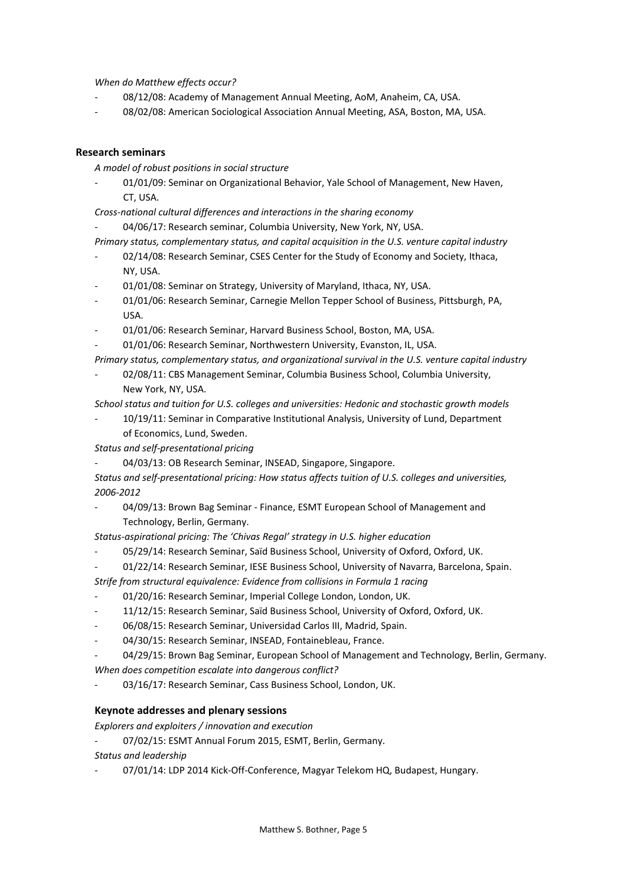*When do Matthew effects occur?*

- 08/12/08: Academy of Management Annual Meeting, AoM, Anaheim, CA, USA.
- 08/02/08: American Sociological Association Annual Meeting, ASA, Boston, MA, USA.

### Research seminars

*A model of robust positions in social structure*

- 01/01/09: Seminar on Organizational Behavior, Yale School of Management, New Haven, CT, USA.

*Cross-national cultural differences and interactions in the sharing economy*

- 04/06/17: Research seminar, Columbia University, New York, NY, USA.

*Primary status, complementary status, and capital acquisition in the U.S. venture capital industry*

- 02/14/08: Research Seminar, CSES Center for the Study of Economy and Society, Ithaca, NY, USA.
- 01/01/08: Seminar on Strategy, University of Maryland, Ithaca, NY, USA.
- 01/01/06: Research Seminar, Carnegie Mellon Tepper School of Business, Pittsburgh, PA, USA.
- 01/01/06: Research Seminar, Harvard Business School, Boston, MA, USA.
- 01/01/06: Research Seminar, Northwestern University, Evanston, IL, USA.

*Primary status, complementary status, and organizational survival in the U.S. venture capital industry*

- 02/08/11: CBS Management Seminar, Columbia Business School, Columbia University, New York, NY, USA.

*School status and tuition for U.S. colleges and universities: Hedonic and stochastic growth models*

- 10/19/11: Seminar in Comparative Institutional Analysis, University of Lund, Department of Economics, Lund, Sweden.

*Status and self-presentational pricing*

- 04/03/13: OB Research Seminar, INSEAD, Singapore, Singapore.

*Status and self-presentational pricing: How status affects tuition of U.S. colleges and universities, 2006-2012*

- 04/09/13: Brown Bag Seminar - Finance, ESMT European School of Management and Technology, Berlin, Germany.

*Status-aspirational pricing: The 'Chivas Regal' strategy in U.S. higher education*

- 05/29/14: Research Seminar, Saïd Business School, University of Oxford, Oxford, UK.
- 01/22/14: Research Seminar, IESE Business School, University of Navarra, Barcelona, Spain.

*Strife from structural equivalence: Evidence from collisions in Formula 1 racing*

- 01/20/16: Research Seminar, Imperial College London, London, UK.
- 11/12/15: Research Seminar, Saïd Business School, University of Oxford, Oxford, UK.
- 06/08/15: Research Seminar, Universidad Carlos III, Madrid, Spain.
- 04/30/15: Research Seminar, INSEAD, Fontainebleau, France.
- 04/29/15: Brown Bag Seminar, European School of Management and Technology, Berlin, Germany.

*When does competition escalate into dangerous conflict?*

- 03/16/17: Research Seminar, Cass Business School, London, UK.

### Keynote addresses and plenary sessions

*Explorers and exploiters / innovation and execution*

- 07/02/15: ESMT Annual Forum 2015, ESMT, Berlin, Germany.

*Status and leadership*

- 07/01/14: LDP 2014 Kick-Off-Conference, Magyar Telekom HQ, Budapest, Hungary.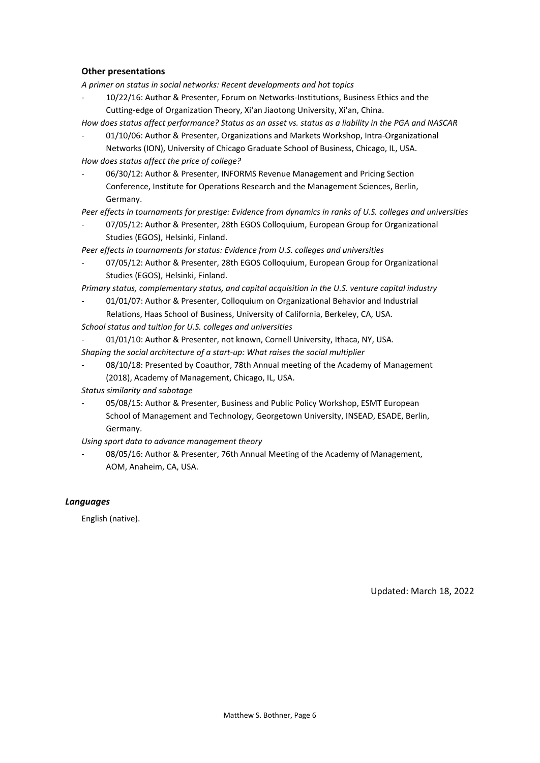### Other presentations

*A primer on status in social networks: Recent developments and hot topics*

- 10/22/16: Author & Presenter, Forum on Networks-Institutions, Business Ethics and the Cutting-edge of Organization Theory, Xi'an Jiaotong University, Xi'an, China.

*How does status affect performance? Status as an asset vs. status as a liability in the PGA and NASCAR*

- 01/10/06: Author & Presenter, Organizations and Markets Workshop, Intra-Organizational Networks (ION), University of Chicago Graduate School of Business, Chicago, IL, USA.

*How does status affect the price of college?*

- 06/30/12: Author & Presenter, INFORMS Revenue Management and Pricing Section Conference, Institute for Operations Research and the Management Sciences, Berlin, Germany.

*Peer effects in tournaments for prestige: Evidence from dynamics in ranks of U.S. colleges and universities*

- 07/05/12: Author & Presenter, 28th EGOS Colloquium, European Group for Organizational Studies (EGOS), Helsinki, Finland.

*Peer effects in tournaments for status: Evidence from U.S. colleges and universities*

- 07/05/12: Author & Presenter, 28th EGOS Colloquium, European Group for Organizational Studies (EGOS), Helsinki, Finland.

*Primary status, complementary status, and capital acquisition in the U.S. venture capital industry*

- 01/01/07: Author & Presenter, Colloquium on Organizational Behavior and Industrial Relations, Haas School of Business, University of California, Berkeley, CA, USA.

*School status and tuition for U.S. colleges and universities*

- 01/01/10: Author & Presenter, not known, Cornell University, Ithaca, NY, USA.

*Shaping the social architecture of a start-up: What raises the social multiplier*

- 08/10/18: Presented by Coauthor, 78th Annual meeting of the Academy of Management (2018), Academy of Management, Chicago, IL, USA.

*Status similarity and sabotage*

- 05/08/15: Author & Presenter, Business and Public Policy Workshop, ESMT European School of Management and Technology, Georgetown University, INSEAD, ESADE, Berlin, Germany.

*Using sport data to advance management theory*

- 08/05/16: Author & Presenter, 76th Annual Meeting of the Academy of Management, AOM, Anaheim, CA, USA.

## *Languages*

English (native).

Updated: March 18, 2022